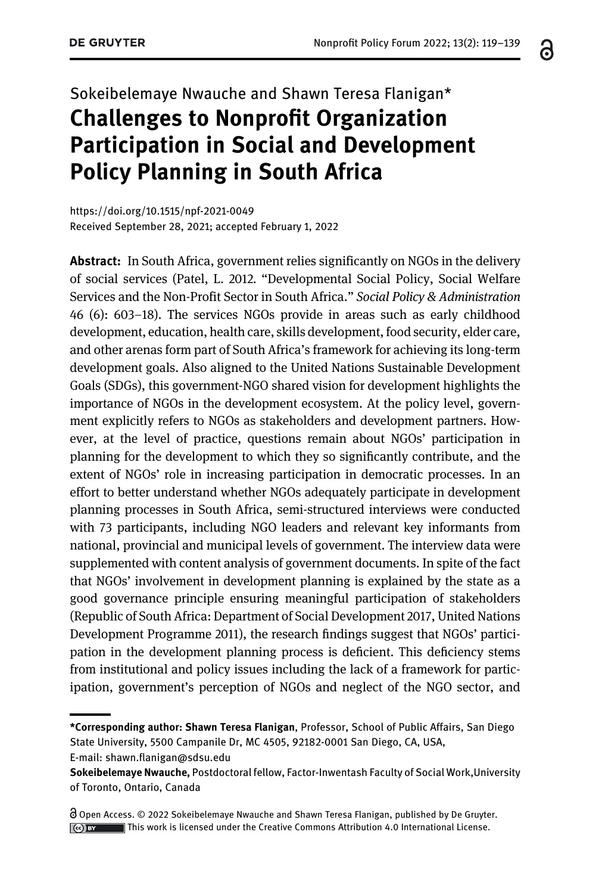Sokeibelemaye Nwauche and Shawn Teresa Flanigan*

# Challenges to Nonprofit Organization Participation in Social and Development Policy Planning in South Africa

https://doi.org/10.1515/npf-2021-0049
Received September 28, 2021; accepted February 1, 2022

**Abstract:** In South Africa, government relies significantly on NGOs in the delivery of social services (Patel, L. 2012. "Developmental Social Policy, Social Welfare Services and the Non-Profit Sector in South Africa." *Social Policy & Administration* 46 (6): 603–18). The services NGOs provide in areas such as early childhood development, education, health care, skills development, food security, elder care, and other arenas form part of South Africa's framework for achieving its long-term development goals. Also aligned to the United Nations Sustainable Development Goals (SDGs), this government-NGO shared vision for development highlights the importance of NGOs in the development ecosystem. At the policy level, government explicitly refers to NGOs as stakeholders and development partners. However, at the level of practice, questions remain about NGOs' participation in planning for the development to which they so significantly contribute, and the extent of NGOs' role in increasing participation in democratic processes. In an effort to better understand whether NGOs adequately participate in development planning processes in South Africa, semi-structured interviews were conducted with 73 participants, including NGO leaders and relevant key informants from national, provincial and municipal levels of government. The interview data were supplemented with content analysis of government documents. In spite of the fact that NGOs' involvement in development planning is explained by the state as a good governance principle ensuring meaningful participation of stakeholders (Republic of South Africa: Department of Social Development 2017, United Nations Development Programme 2011), the research findings suggest that NGOs' participation in the development planning process is deficient. This deficiency stems from institutional and policy issues including the lack of a framework for participation, government's perception of NGOs and neglect of the NGO sector, and

---

***Corresponding author: Shawn Teresa Flanigan**, Professor, School of Public Affairs, San Diego State University, 5500 Campanile Dr, MC 4505, 92182-0001 San Diego, CA, USA, E-mail: shawn.flanigan@sdsu.edu

**Sokeibelemaye Nwauche,** Postdoctoral fellow, Factor-Inwentash Faculty of Social Work,University of Toronto, Ontario, Canada

Open Access. © 2022 Sokeibelemaye Nwauche and Shawn Teresa Flanigan, published by De Gruyter. This work is licensed under the Creative Commons Attribution 4.0 International License.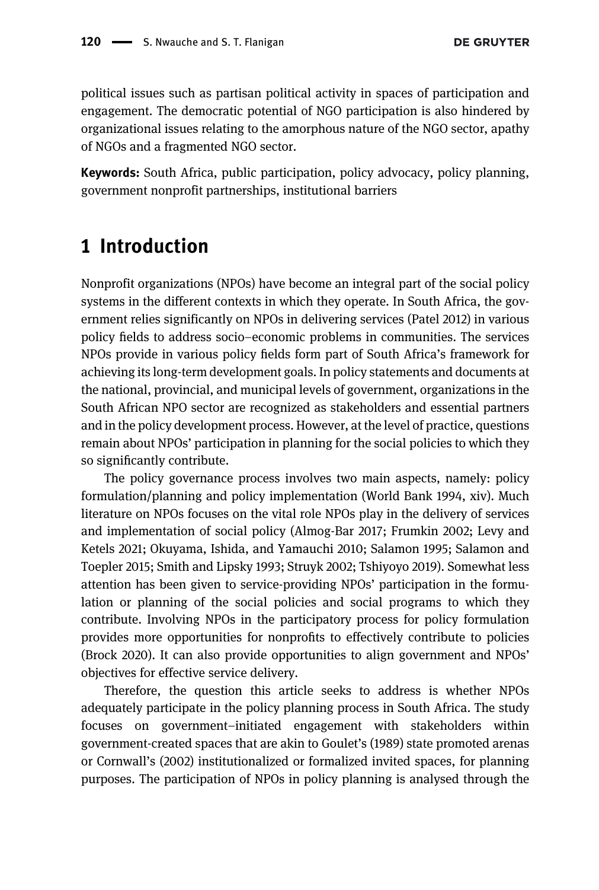political issues such as partisan political activity in spaces of participation and engagement. The democratic potential of NGO participation is also hindered by organizational issues relating to the amorphous nature of the NGO sector, apathy of NGOs and a fragmented NGO sector.

**Keywords:** South Africa, public participation, policy advocacy, policy planning, government nonprofit partnerships, institutional barriers

## 1 Introduction

Nonprofit organizations (NPOs) have become an integral part of the social policy systems in the different contexts in which they operate. In South Africa, the government relies significantly on NPOs in delivering services (Patel 2012) in various policy fields to address socio–economic problems in communities. The services NPOs provide in various policy fields form part of South Africa's framework for achieving its long-term development goals. In policy statements and documents at the national, provincial, and municipal levels of government, organizations in the South African NPO sector are recognized as stakeholders and essential partners and in the policy development process. However, at the level of practice, questions remain about NPOs' participation in planning for the social policies to which they so significantly contribute.

The policy governance process involves two main aspects, namely: policy formulation/planning and policy implementation (World Bank 1994, xiv). Much literature on NPOs focuses on the vital role NPOs play in the delivery of services and implementation of social policy (Almog-Bar 2017; Frumkin 2002; Levy and Ketels 2021; Okuyama, Ishida, and Yamauchi 2010; Salamon 1995; Salamon and Toepler 2015; Smith and Lipsky 1993; Struyk 2002; Tshiyoyo 2019). Somewhat less attention has been given to service-providing NPOs' participation in the formulation or planning of the social policies and social programs to which they contribute. Involving NPOs in the participatory process for policy formulation provides more opportunities for nonprofits to effectively contribute to policies (Brock 2020). It can also provide opportunities to align government and NPOs' objectives for effective service delivery.

Therefore, the question this article seeks to address is whether NPOs adequately participate in the policy planning process in South Africa. The study focuses on government–initiated engagement with stakeholders within government-created spaces that are akin to Goulet's (1989) state promoted arenas or Cornwall's (2002) institutionalized or formalized invited spaces, for planning purposes. The participation of NPOs in policy planning is analysed through the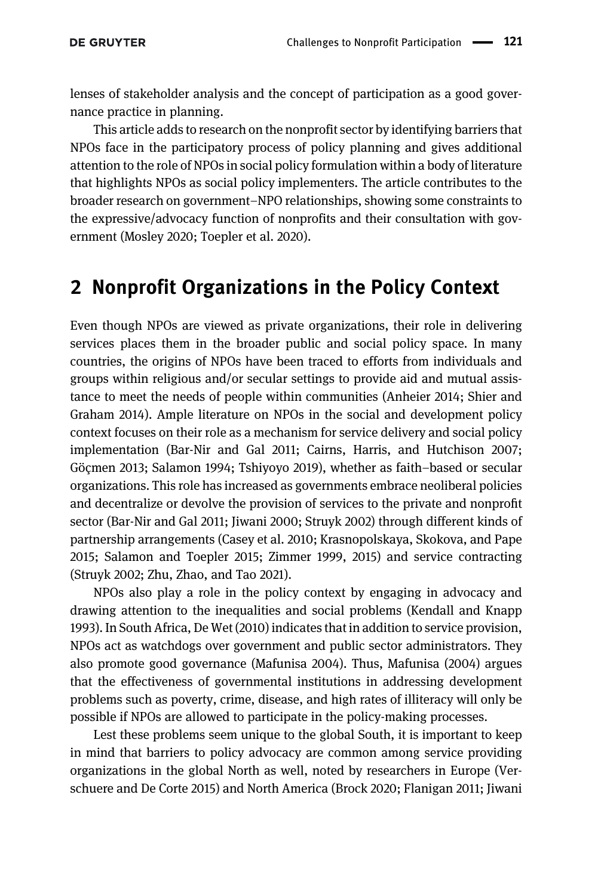lenses of stakeholder analysis and the concept of participation as a good governance practice in planning.

This article adds to research on the nonprofit sector by identifying barriers that NPOs face in the participatory process of policy planning and gives additional attention to the role of NPOs in social policy formulation within a body of literature that highlights NPOs as social policy implementers. The article contributes to the broader research on government–NPO relationships, showing some constraints to the expressive/advocacy function of nonprofits and their consultation with government (Mosley 2020; Toepler et al. 2020).

## 2 Nonprofit Organizations in the Policy Context

Even though NPOs are viewed as private organizations, their role in delivering services places them in the broader public and social policy space. In many countries, the origins of NPOs have been traced to efforts from individuals and groups within religious and/or secular settings to provide aid and mutual assistance to meet the needs of people within communities (Anheier 2014; Shier and Graham 2014). Ample literature on NPOs in the social and development policy context focuses on their role as a mechanism for service delivery and social policy implementation (Bar-Nir and Gal 2011; Cairns, Harris, and Hutchison 2007; Göçmen 2013; Salamon 1994; Tshiyoyo 2019), whether as faith–based or secular organizations. This role has increased as governments embrace neoliberal policies and decentralize or devolve the provision of services to the private and nonprofit sector (Bar-Nir and Gal 2011; Jiwani 2000; Struyk 2002) through different kinds of partnership arrangements (Casey et al. 2010; Krasnopolskaya, Skokova, and Pape 2015; Salamon and Toepler 2015; Zimmer 1999, 2015) and service contracting (Struyk 2002; Zhu, Zhao, and Tao 2021).

NPOs also play a role in the policy context by engaging in advocacy and drawing attention to the inequalities and social problems (Kendall and Knapp 1993). In South Africa, De Wet (2010) indicates that in addition to service provision, NPOs act as watchdogs over government and public sector administrators. They also promote good governance (Mafunisa 2004). Thus, Mafunisa (2004) argues that the effectiveness of governmental institutions in addressing development problems such as poverty, crime, disease, and high rates of illiteracy will only be possible if NPOs are allowed to participate in the policy-making processes.

Lest these problems seem unique to the global South, it is important to keep in mind that barriers to policy advocacy are common among service providing organizations in the global North as well, noted by researchers in Europe (Verschuere and De Corte 2015) and North America (Brock 2020; Flanigan 2011; Jiwani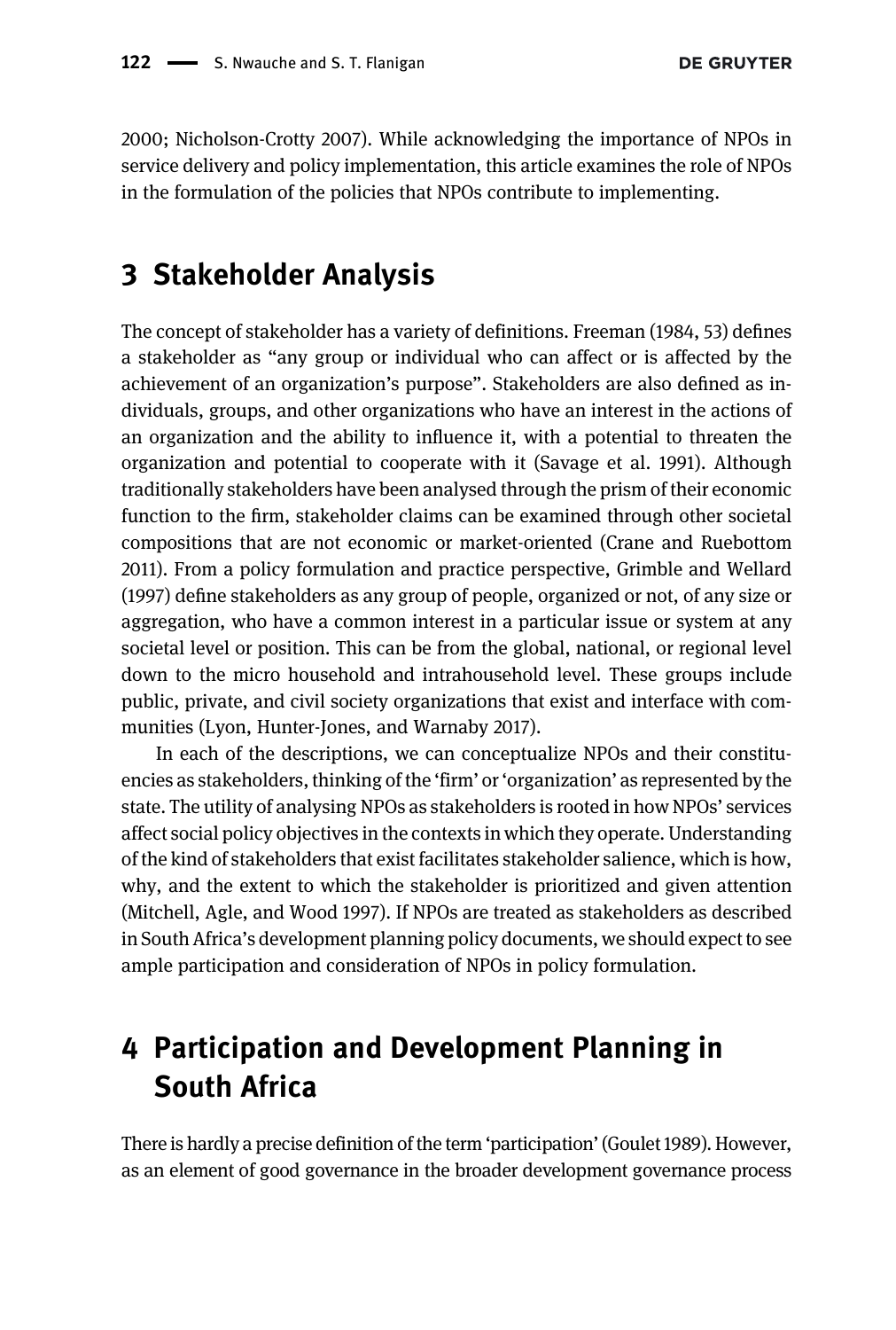2000; Nicholson-Crotty 2007). While acknowledging the importance of NPOs in service delivery and policy implementation, this article examines the role of NPOs in the formulation of the policies that NPOs contribute to implementing.

## 3 Stakeholder Analysis

The concept of stakeholder has a variety of definitions. Freeman (1984, 53) defines a stakeholder as "any group or individual who can affect or is affected by the achievement of an organization's purpose". Stakeholders are also defined as individuals, groups, and other organizations who have an interest in the actions of an organization and the ability to influence it, with a potential to threaten the organization and potential to cooperate with it (Savage et al. 1991). Although traditionally stakeholders have been analysed through the prism of their economic function to the firm, stakeholder claims can be examined through other societal compositions that are not economic or market-oriented (Crane and Ruebottom 2011). From a policy formulation and practice perspective, Grimble and Wellard (1997) define stakeholders as any group of people, organized or not, of any size or aggregation, who have a common interest in a particular issue or system at any societal level or position. This can be from the global, national, or regional level down to the micro household and intrahousehold level. These groups include public, private, and civil society organizations that exist and interface with communities (Lyon, Hunter-Jones, and Warnaby 2017).

In each of the descriptions, we can conceptualize NPOs and their constituencies as stakeholders, thinking of the 'firm' or 'organization' as represented by the state. The utility of analysing NPOs as stakeholders is rooted in how NPOs' services affect social policy objectives in the contexts in which they operate. Understanding of the kind of stakeholders that exist facilitates stakeholder salience, which is how, why, and the extent to which the stakeholder is prioritized and given attention (Mitchell, Agle, and Wood 1997). If NPOs are treated as stakeholders as described in South Africa's development planning policy documents, we should expect to see ample participation and consideration of NPOs in policy formulation.

## 4 Participation and Development Planning in South Africa

There is hardly a precise definition of the term 'participation' (Goulet 1989). However, as an element of good governance in the broader development governance process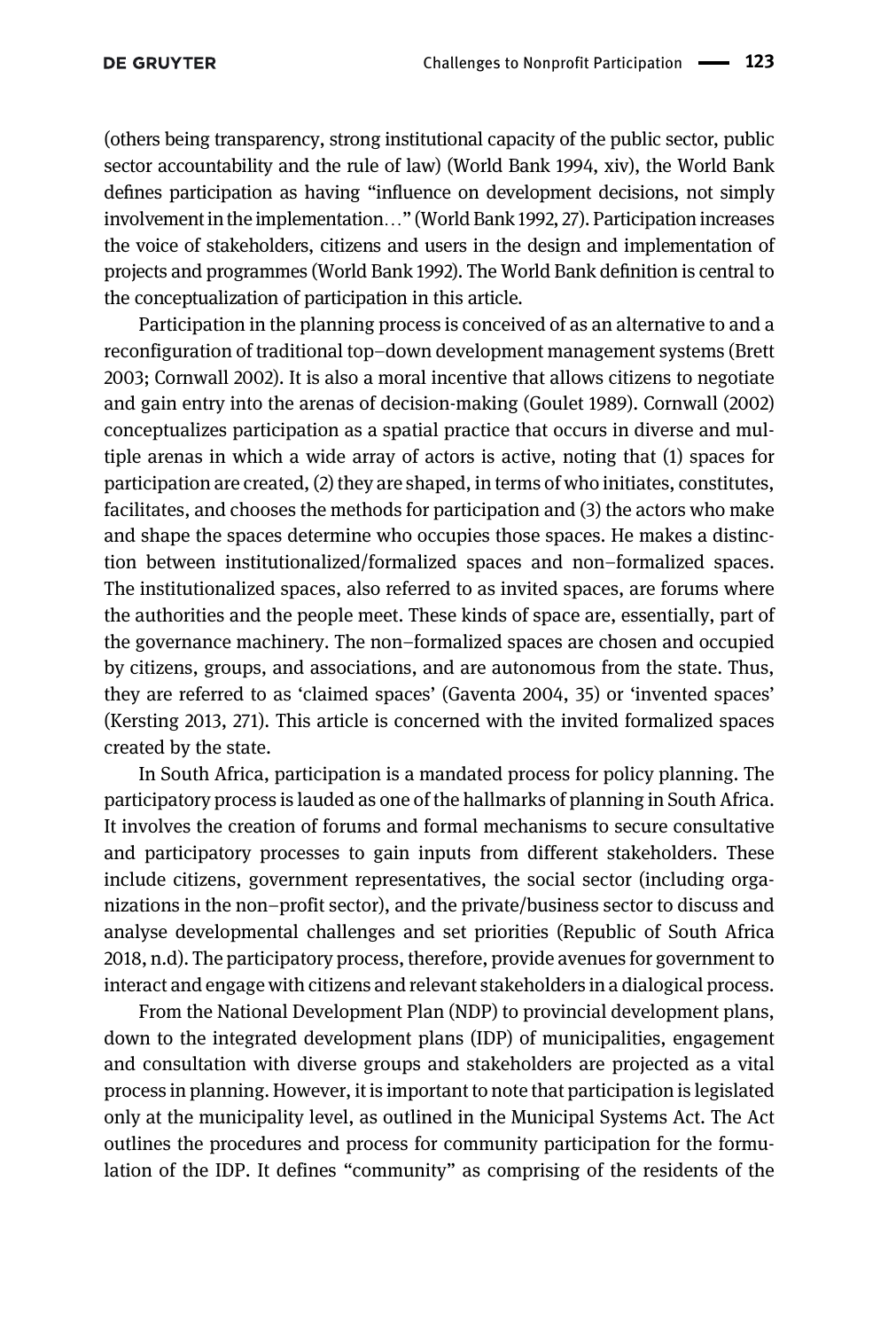(others being transparency, strong institutional capacity of the public sector, public sector accountability and the rule of law) (World Bank 1994, xiv), the World Bank defines participation as having "influence on development decisions, not simply involvement in the implementation…" (World Bank 1992, 27). Participation increases the voice of stakeholders, citizens and users in the design and implementation of projects and programmes (World Bank 1992). The World Bank definition is central to the conceptualization of participation in this article.

Participation in the planning process is conceived of as an alternative to and a reconfiguration of traditional top–down development management systems (Brett 2003; Cornwall 2002). It is also a moral incentive that allows citizens to negotiate and gain entry into the arenas of decision-making (Goulet 1989). Cornwall (2002) conceptualizes participation as a spatial practice that occurs in diverse and multiple arenas in which a wide array of actors is active, noting that (1) spaces for participation are created, (2) they are shaped, in terms of who initiates, constitutes, facilitates, and chooses the methods for participation and (3) the actors who make and shape the spaces determine who occupies those spaces. He makes a distinction between institutionalized/formalized spaces and non–formalized spaces. The institutionalized spaces, also referred to as invited spaces, are forums where the authorities and the people meet. These kinds of space are, essentially, part of the governance machinery. The non–formalized spaces are chosen and occupied by citizens, groups, and associations, and are autonomous from the state. Thus, they are referred to as 'claimed spaces' (Gaventa 2004, 35) or 'invented spaces' (Kersting 2013, 271). This article is concerned with the invited formalized spaces created by the state.

In South Africa, participation is a mandated process for policy planning. The participatory process is lauded as one of the hallmarks of planning in South Africa. It involves the creation of forums and formal mechanisms to secure consultative and participatory processes to gain inputs from different stakeholders. These include citizens, government representatives, the social sector (including organizations in the non–profit sector), and the private/business sector to discuss and analyse developmental challenges and set priorities (Republic of South Africa 2018, n.d). The participatory process, therefore, provide avenues for government to interact and engage with citizens and relevant stakeholders in a dialogical process.

From the National Development Plan (NDP) to provincial development plans, down to the integrated development plans (IDP) of municipalities, engagement and consultation with diverse groups and stakeholders are projected as a vital process in planning. However, it is important to note that participation is legislated only at the municipality level, as outlined in the Municipal Systems Act. The Act outlines the procedures and process for community participation for the formulation of the IDP. It defines "community" as comprising of the residents of the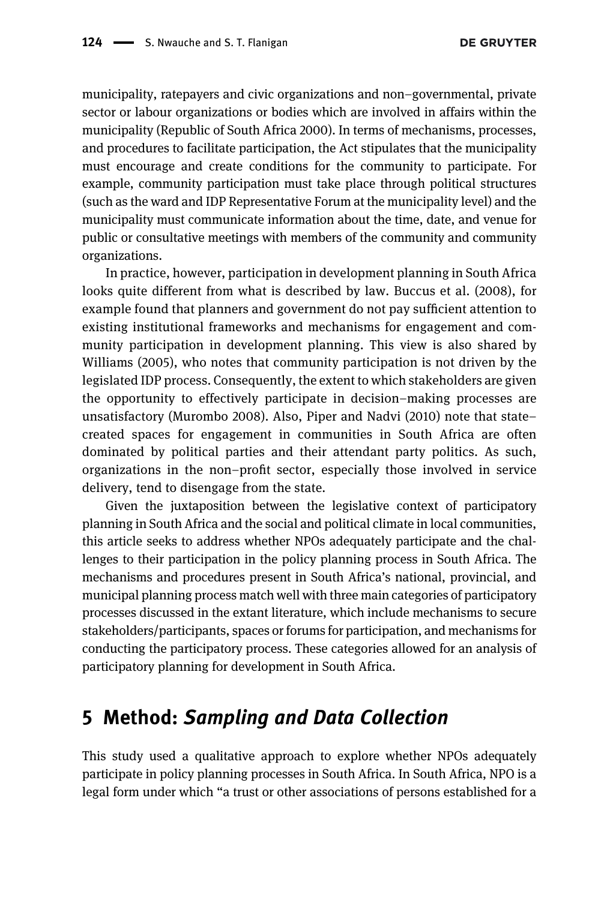municipality, ratepayers and civic organizations and non–governmental, private sector or labour organizations or bodies which are involved in affairs within the municipality (Republic of South Africa 2000). In terms of mechanisms, processes, and procedures to facilitate participation, the Act stipulates that the municipality must encourage and create conditions for the community to participate. For example, community participation must take place through political structures (such as the ward and IDP Representative Forum at the municipality level) and the municipality must communicate information about the time, date, and venue for public or consultative meetings with members of the community and community organizations.

In practice, however, participation in development planning in South Africa looks quite different from what is described by law. Buccus et al. (2008), for example found that planners and government do not pay sufficient attention to existing institutional frameworks and mechanisms for engagement and community participation in development planning. This view is also shared by Williams (2005), who notes that community participation is not driven by the legislated IDP process. Consequently, the extent to which stakeholders are given the opportunity to effectively participate in decision–making processes are unsatisfactory (Murombo 2008). Also, Piper and Nadvi (2010) note that state–created spaces for engagement in communities in South Africa are often dominated by political parties and their attendant party politics. As such, organizations in the non–profit sector, especially those involved in service delivery, tend to disengage from the state.

Given the juxtaposition between the legislative context of participatory planning in South Africa and the social and political climate in local communities, this article seeks to address whether NPOs adequately participate and the challenges to their participation in the policy planning process in South Africa. The mechanisms and procedures present in South Africa's national, provincial, and municipal planning process match well with three main categories of participatory processes discussed in the extant literature, which include mechanisms to secure stakeholders/participants, spaces or forums for participation, and mechanisms for conducting the participatory process. These categories allowed for an analysis of participatory planning for development in South Africa.

## 5 Method: *Sampling and Data Collection*

This study used a qualitative approach to explore whether NPOs adequately participate in policy planning processes in South Africa. In South Africa, NPO is a legal form under which "a trust or other associations of persons established for a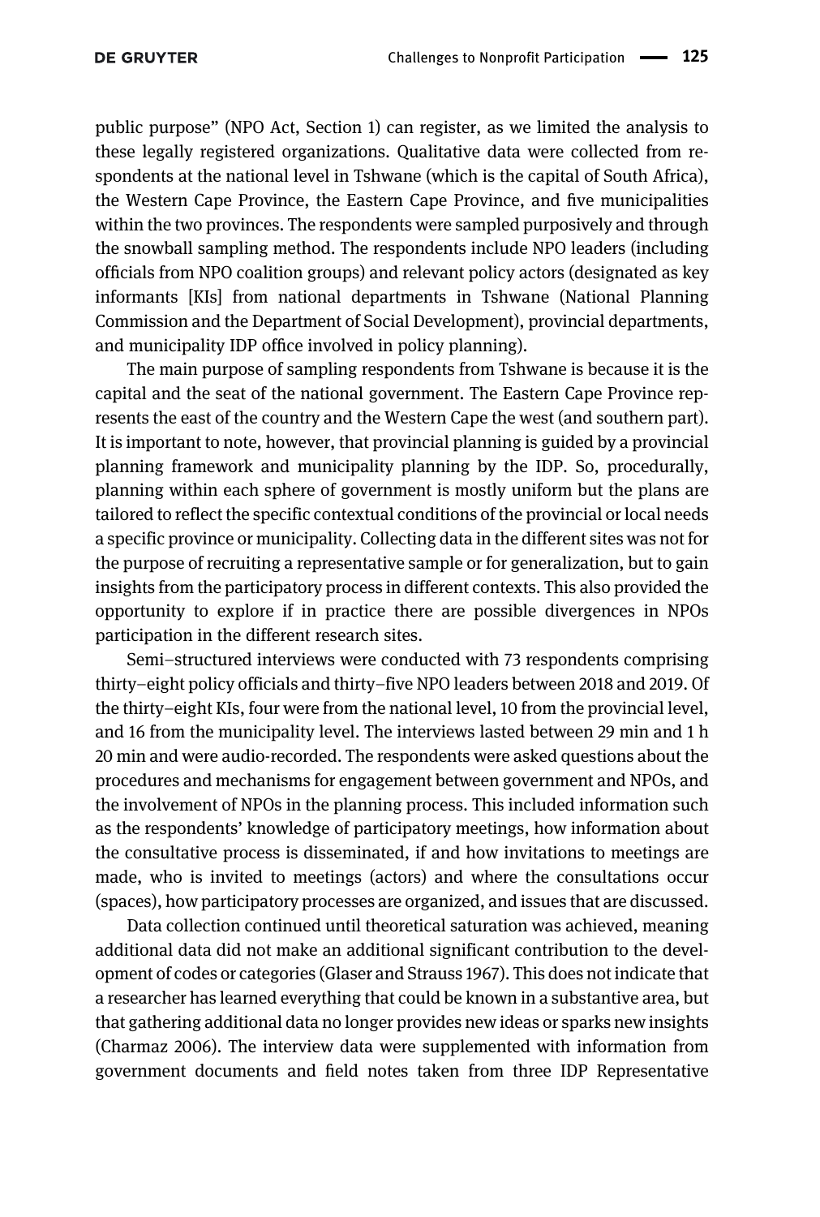public purpose" (NPO Act, Section 1) can register, as we limited the analysis to these legally registered organizations. Qualitative data were collected from respondents at the national level in Tshwane (which is the capital of South Africa), the Western Cape Province, the Eastern Cape Province, and five municipalities within the two provinces. The respondents were sampled purposively and through the snowball sampling method. The respondents include NPO leaders (including officials from NPO coalition groups) and relevant policy actors (designated as key informants [KIs] from national departments in Tshwane (National Planning Commission and the Department of Social Development), provincial departments, and municipality IDP office involved in policy planning).

The main purpose of sampling respondents from Tshwane is because it is the capital and the seat of the national government. The Eastern Cape Province represents the east of the country and the Western Cape the west (and southern part). It is important to note, however, that provincial planning is guided by a provincial planning framework and municipality planning by the IDP. So, procedurally, planning within each sphere of government is mostly uniform but the plans are tailored to reflect the specific contextual conditions of the provincial or local needs a specific province or municipality. Collecting data in the different sites was not for the purpose of recruiting a representative sample or for generalization, but to gain insights from the participatory process in different contexts. This also provided the opportunity to explore if in practice there are possible divergences in NPOs participation in the different research sites.

Semi–structured interviews were conducted with 73 respondents comprising thirty–eight policy officials and thirty–five NPO leaders between 2018 and 2019. Of the thirty–eight KIs, four were from the national level, 10 from the provincial level, and 16 from the municipality level. The interviews lasted between 29 min and 1 h 20 min and were audio-recorded. The respondents were asked questions about the procedures and mechanisms for engagement between government and NPOs, and the involvement of NPOs in the planning process. This included information such as the respondents' knowledge of participatory meetings, how information about the consultative process is disseminated, if and how invitations to meetings are made, who is invited to meetings (actors) and where the consultations occur (spaces), how participatory processes are organized, and issues that are discussed.

Data collection continued until theoretical saturation was achieved, meaning additional data did not make an additional significant contribution to the development of codes or categories (Glaser and Strauss 1967). This does not indicate that a researcher has learned everything that could be known in a substantive area, but that gathering additional data no longer provides new ideas or sparks new insights (Charmaz 2006). The interview data were supplemented with information from government documents and field notes taken from three IDP Representative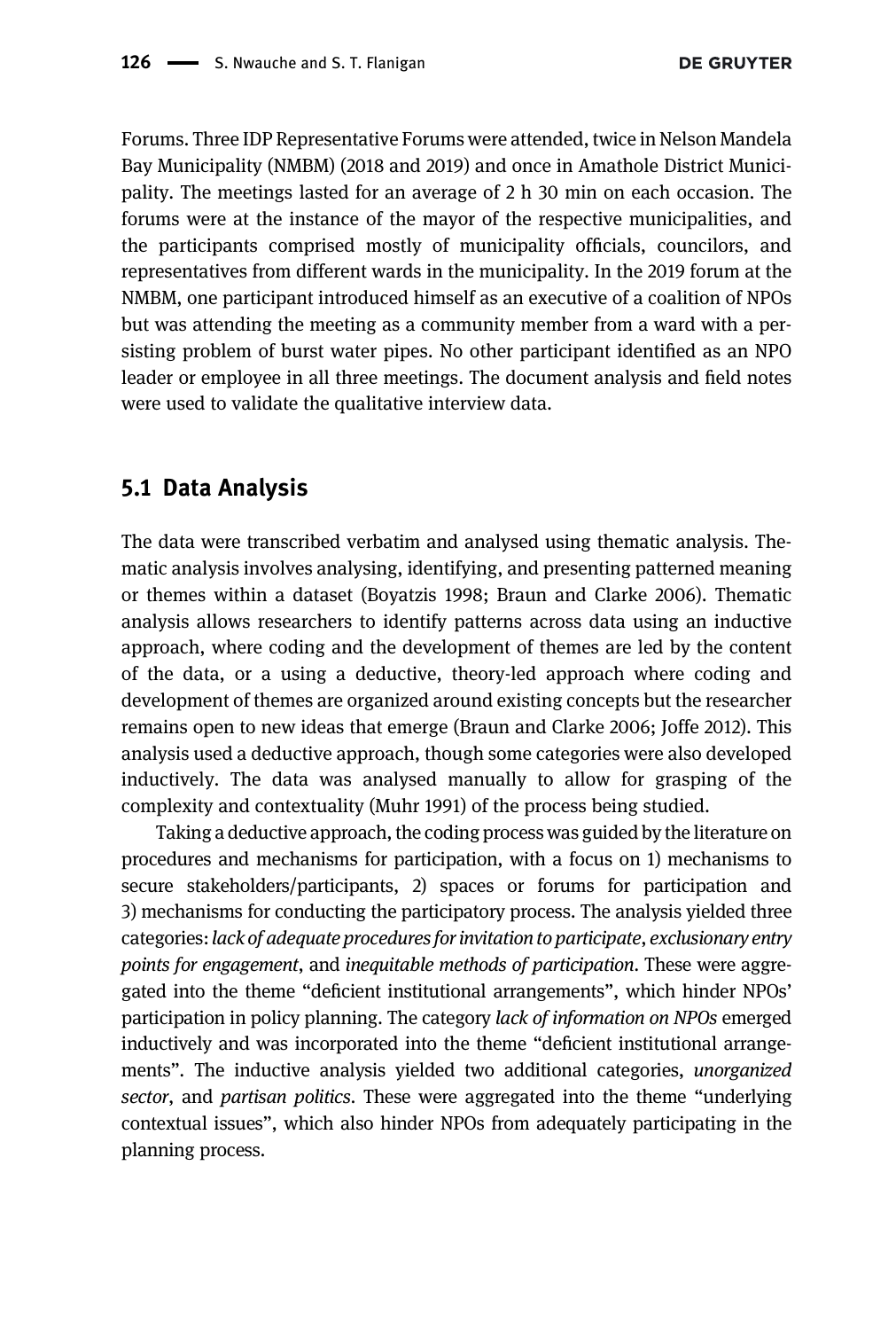Forums. Three IDP Representative Forums were attended, twice in Nelson Mandela Bay Municipality (NMBM) (2018 and 2019) and once in Amathole District Municipality. The meetings lasted for an average of 2 h 30 min on each occasion. The forums were at the instance of the mayor of the respective municipalities, and the participants comprised mostly of municipality officials, councilors, and representatives from different wards in the municipality. In the 2019 forum at the NMBM, one participant introduced himself as an executive of a coalition of NPOs but was attending the meeting as a community member from a ward with a persisting problem of burst water pipes. No other participant identified as an NPO leader or employee in all three meetings. The document analysis and field notes were used to validate the qualitative interview data.

## 5.1 Data Analysis

The data were transcribed verbatim and analysed using thematic analysis. Thematic analysis involves analysing, identifying, and presenting patterned meaning or themes within a dataset (Boyatzis 1998; Braun and Clarke 2006). Thematic analysis allows researchers to identify patterns across data using an inductive approach, where coding and the development of themes are led by the content of the data, or a using a deductive, theory-led approach where coding and development of themes are organized around existing concepts but the researcher remains open to new ideas that emerge (Braun and Clarke 2006; Joffe 2012). This analysis used a deductive approach, though some categories were also developed inductively. The data was analysed manually to allow for grasping of the complexity and contextuality (Muhr 1991) of the process being studied.

Taking a deductive approach, the coding process was guided by the literature on procedures and mechanisms for participation, with a focus on 1) mechanisms to secure stakeholders/participants, 2) spaces or forums for participation and 3) mechanisms for conducting the participatory process. The analysis yielded three categories: *lack of adequate procedures for invitation to participate*, *exclusionary entry points for engagement*, and *inequitable methods of participation*. These were aggregated into the theme "deficient institutional arrangements", which hinder NPOs' participation in policy planning. The category *lack of information on NPOs* emerged inductively and was incorporated into the theme "deficient institutional arrangements". The inductive analysis yielded two additional categories, *unorganized sector*, and *partisan politics*. These were aggregated into the theme "underlying contextual issues", which also hinder NPOs from adequately participating in the planning process.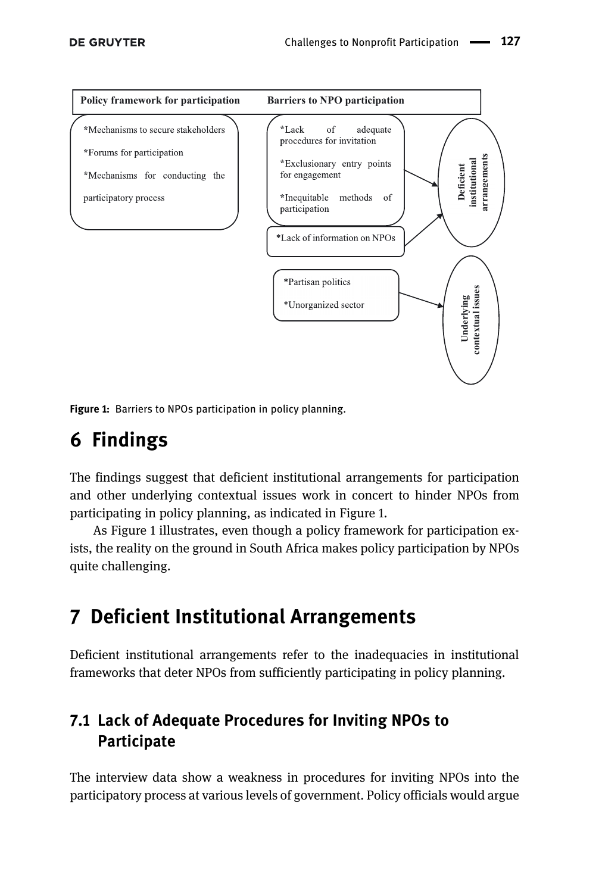| Policy framework for participation | Barriers to NPO participation | |
|---|---|---|
| *Mechanisms to secure stakeholders<br>*Forums for participation<br>*Mechanisms for conducting the participatory process | *Lack of adequate procedures for invitation<br>*Exclusionary entry points for engagement<br>*Inequitable methods of participation<br>*Lack of information on NPOs | Deficient institutional arrangements |
| | *Partisan politics<br>*Unorganized sector | Underlying contextual issues |

**Figure 1:** Barriers to NPOs participation in policy planning.

# 6 Findings

The findings suggest that deficient institutional arrangements for participation and other underlying contextual issues work in concert to hinder NPOs from participating in policy planning, as indicated in Figure 1.

As Figure 1 illustrates, even though a policy framework for participation exists, the reality on the ground in South Africa makes policy participation by NPOs quite challenging.

# 7 Deficient Institutional Arrangements

Deficient institutional arrangements refer to the inadequacies in institutional frameworks that deter NPOs from sufficiently participating in policy planning.

## 7.1 Lack of Adequate Procedures for Inviting NPOs to Participate

The interview data show a weakness in procedures for inviting NPOs into the participatory process at various levels of government. Policy officials would argue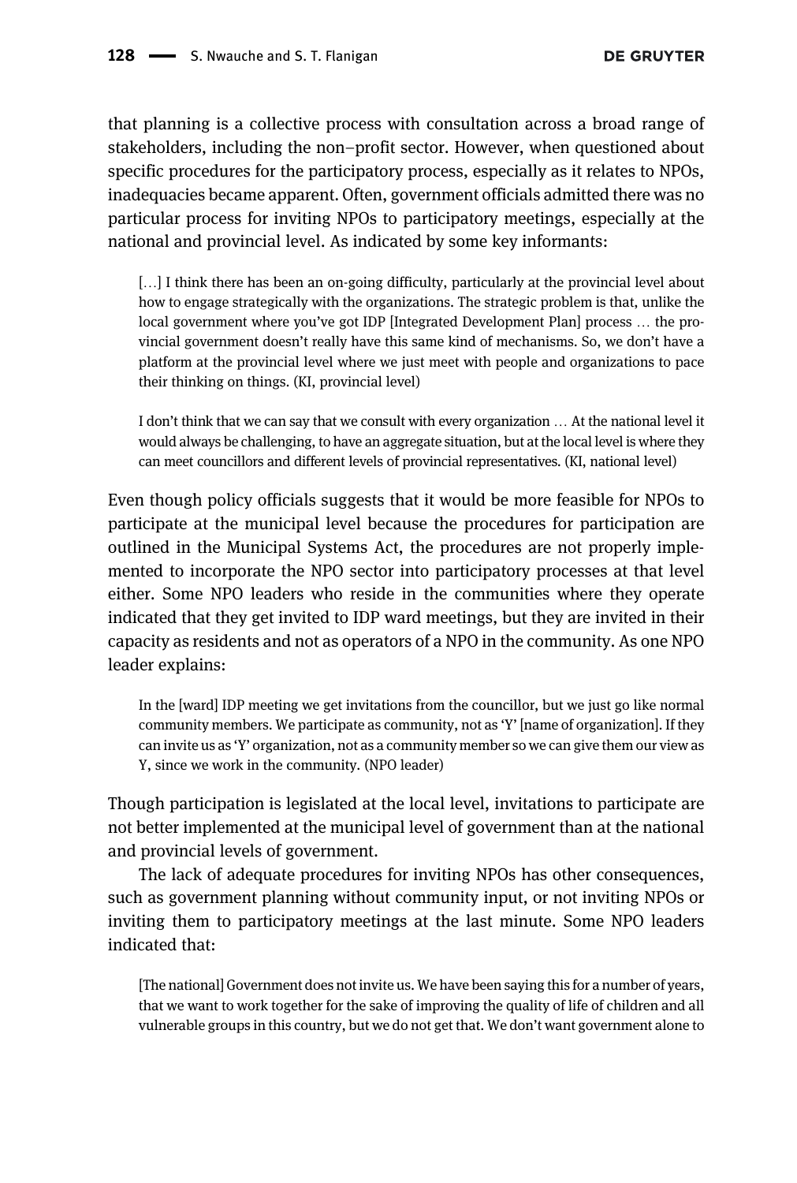that planning is a collective process with consultation across a broad range of stakeholders, including the non–profit sector. However, when questioned about specific procedures for the participatory process, especially as it relates to NPOs, inadequacies became apparent. Often, government officials admitted there was no particular process for inviting NPOs to participatory meetings, especially at the national and provincial level. As indicated by some key informants:

> […] I think there has been an on-going difficulty, particularly at the provincial level about how to engage strategically with the organizations. The strategic problem is that, unlike the local government where you've got IDP [Integrated Development Plan] process … the provincial government doesn't really have this same kind of mechanisms. So, we don't have a platform at the provincial level where we just meet with people and organizations to pace their thinking on things. (KI, provincial level)

> I don't think that we can say that we consult with every organization … At the national level it would always be challenging, to have an aggregate situation, but at the local level is where they can meet councillors and different levels of provincial representatives. (KI, national level)

Even though policy officials suggests that it would be more feasible for NPOs to participate at the municipal level because the procedures for participation are outlined in the Municipal Systems Act, the procedures are not properly implemented to incorporate the NPO sector into participatory processes at that level either. Some NPO leaders who reside in the communities where they operate indicated that they get invited to IDP ward meetings, but they are invited in their capacity as residents and not as operators of a NPO in the community. As one NPO leader explains:

> In the [ward] IDP meeting we get invitations from the councillor, but we just go like normal community members. We participate as community, not as 'Y' [name of organization]. If they can invite us as 'Y' organization, not as a community member so we can give them our view as Y, since we work in the community. (NPO leader)

Though participation is legislated at the local level, invitations to participate are not better implemented at the municipal level of government than at the national and provincial levels of government.

The lack of adequate procedures for inviting NPOs has other consequences, such as government planning without community input, or not inviting NPOs or inviting them to participatory meetings at the last minute. Some NPO leaders indicated that:

> [The national] Government does not invite us. We have been saying this for a number of years, that we want to work together for the sake of improving the quality of life of children and all vulnerable groups in this country, but we do not get that. We don't want government alone to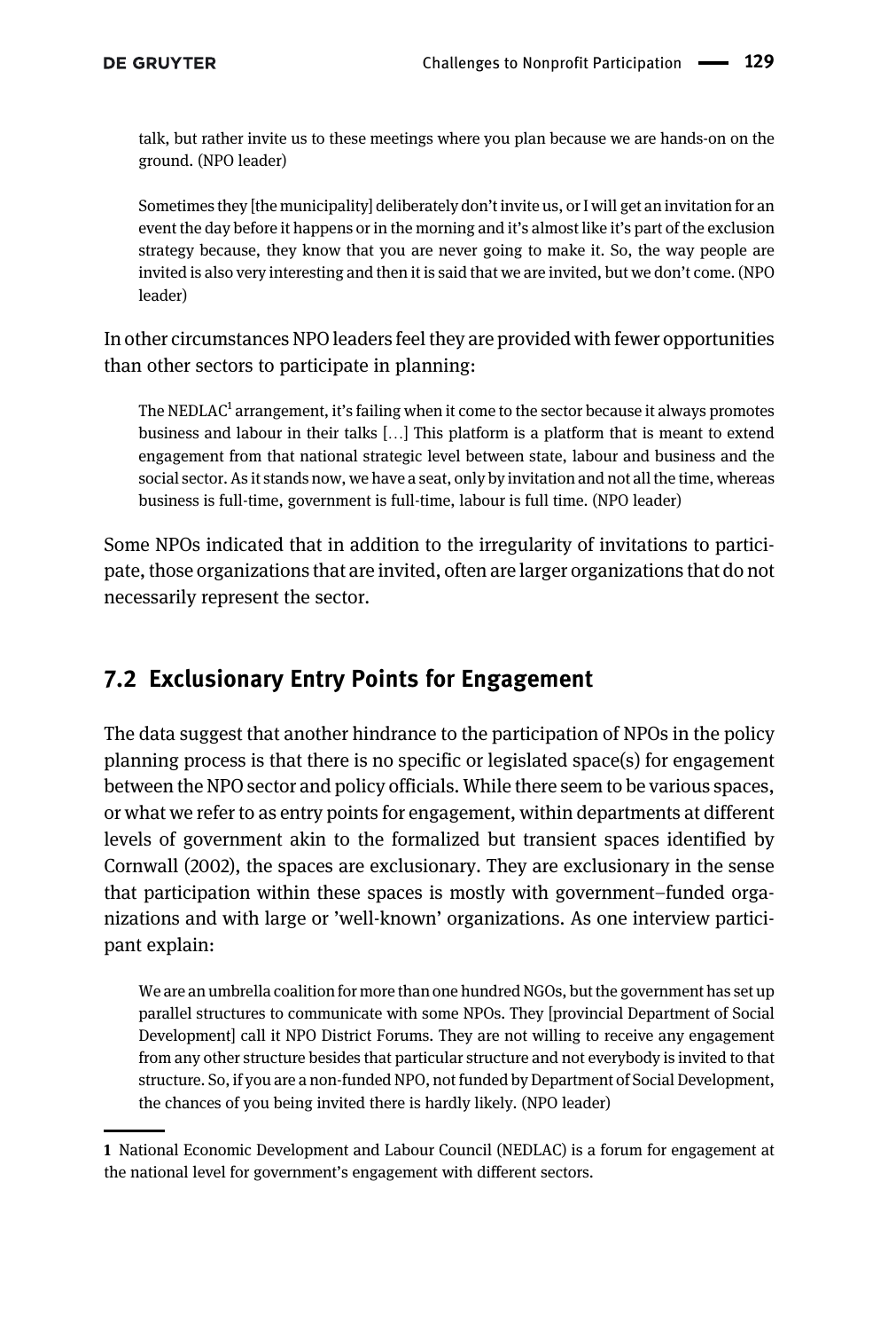> talk, but rather invite us to these meetings where you plan because we are hands-on on the ground. (NPO leader)

> Sometimes they [the municipality] deliberately don't invite us, or I will get an invitation for an event the day before it happens or in the morning and it's almost like it's part of the exclusion strategy because, they know that you are never going to make it. So, the way people are invited is also very interesting and then it is said that we are invited, but we don't come. (NPO leader)

In other circumstances NPO leaders feel they are provided with fewer opportunities than other sectors to participate in planning:

> The NEDLAC[1] arrangement, it's failing when it come to the sector because it always promotes business and labour in their talks […] This platform is a platform that is meant to extend engagement from that national strategic level between state, labour and business and the social sector. As it stands now, we have a seat, only by invitation and not all the time, whereas business is full-time, government is full-time, labour is full time. (NPO leader)

Some NPOs indicated that in addition to the irregularity of invitations to participate, those organizations that are invited, often are larger organizations that do not necessarily represent the sector.

## 7.2 Exclusionary Entry Points for Engagement

The data suggest that another hindrance to the participation of NPOs in the policy planning process is that there is no specific or legislated space(s) for engagement between the NPO sector and policy officials. While there seem to be various spaces, or what we refer to as entry points for engagement, within departments at different levels of government akin to the formalized but transient spaces identified by Cornwall (2002), the spaces are exclusionary. They are exclusionary in the sense that participation within these spaces is mostly with government–funded organizations and with large or 'well-known' organizations. As one interview participant explain:

> We are an umbrella coalition for more than one hundred NGOs, but the government has set up parallel structures to communicate with some NPOs. They [provincial Department of Social Development] call it NPO District Forums. They are not willing to receive any engagement from any other structure besides that particular structure and not everybody is invited to that structure. So, if you are a non-funded NPO, not funded by Department of Social Development, the chances of you being invited there is hardly likely. (NPO leader)

---

[1] National Economic Development and Labour Council (NEDLAC) is a forum for engagement at the national level for government's engagement with different sectors.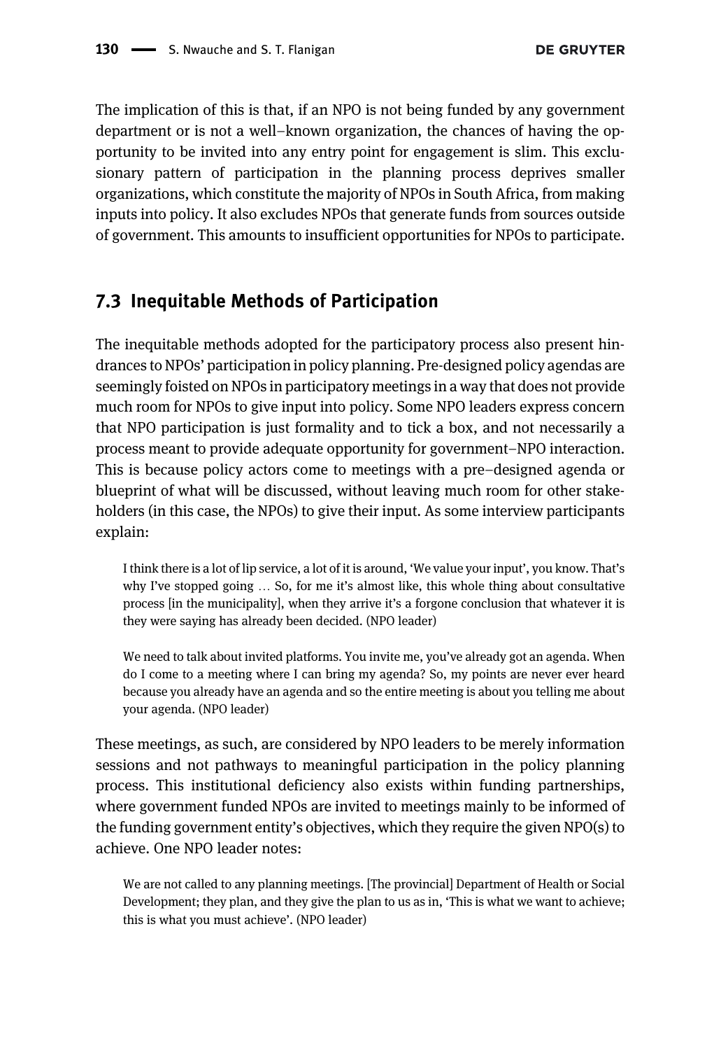The implication of this is that, if an NPO is not being funded by any government department or is not a well–known organization, the chances of having the opportunity to be invited into any entry point for engagement is slim. This exclusionary pattern of participation in the planning process deprives smaller organizations, which constitute the majority of NPOs in South Africa, from making inputs into policy. It also excludes NPOs that generate funds from sources outside of government. This amounts to insufficient opportunities for NPOs to participate.

## 7.3 Inequitable Methods of Participation

The inequitable methods adopted for the participatory process also present hindrances to NPOs' participation in policy planning. Pre-designed policy agendas are seemingly foisted on NPOs in participatory meetings in a way that does not provide much room for NPOs to give input into policy. Some NPO leaders express concern that NPO participation is just formality and to tick a box, and not necessarily a process meant to provide adequate opportunity for government–NPO interaction. This is because policy actors come to meetings with a pre–designed agenda or blueprint of what will be discussed, without leaving much room for other stakeholders (in this case, the NPOs) to give their input. As some interview participants explain:

> I think there is a lot of lip service, a lot of it is around, 'We value your input', you know. That's why I've stopped going … So, for me it's almost like, this whole thing about consultative process [in the municipality], when they arrive it's a forgone conclusion that whatever it is they were saying has already been decided. (NPO leader)

> We need to talk about invited platforms. You invite me, you've already got an agenda. When do I come to a meeting where I can bring my agenda? So, my points are never ever heard because you already have an agenda and so the entire meeting is about you telling me about your agenda. (NPO leader)

These meetings, as such, are considered by NPO leaders to be merely information sessions and not pathways to meaningful participation in the policy planning process. This institutional deficiency also exists within funding partnerships, where government funded NPOs are invited to meetings mainly to be informed of the funding government entity's objectives, which they require the given NPO(s) to achieve. One NPO leader notes:

> We are not called to any planning meetings. [The provincial] Department of Health or Social Development; they plan, and they give the plan to us as in, 'This is what we want to achieve; this is what you must achieve'. (NPO leader)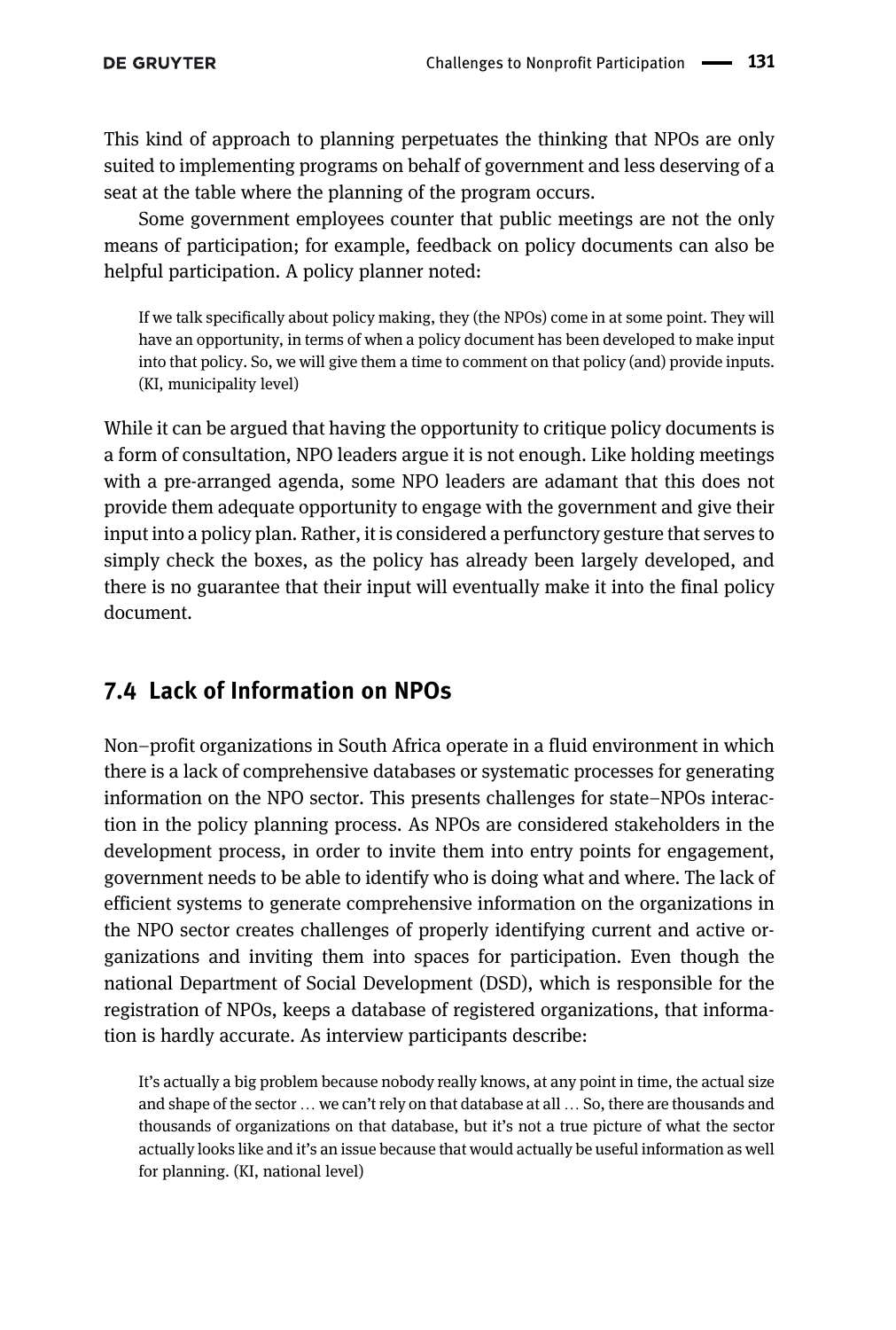This kind of approach to planning perpetuates the thinking that NPOs are only suited to implementing programs on behalf of government and less deserving of a seat at the table where the planning of the program occurs.

Some government employees counter that public meetings are not the only means of participation; for example, feedback on policy documents can also be helpful participation. A policy planner noted:

> If we talk specifically about policy making, they (the NPOs) come in at some point. They will have an opportunity, in terms of when a policy document has been developed to make input into that policy. So, we will give them a time to comment on that policy (and) provide inputs. (KI, municipality level)

While it can be argued that having the opportunity to critique policy documents is a form of consultation, NPO leaders argue it is not enough. Like holding meetings with a pre-arranged agenda, some NPO leaders are adamant that this does not provide them adequate opportunity to engage with the government and give their input into a policy plan. Rather, it is considered a perfunctory gesture that serves to simply check the boxes, as the policy has already been largely developed, and there is no guarantee that their input will eventually make it into the final policy document.

## 7.4 Lack of Information on NPOs

Non–profit organizations in South Africa operate in a fluid environment in which there is a lack of comprehensive databases or systematic processes for generating information on the NPO sector. This presents challenges for state–NPOs interaction in the policy planning process. As NPOs are considered stakeholders in the development process, in order to invite them into entry points for engagement, government needs to be able to identify who is doing what and where. The lack of efficient systems to generate comprehensive information on the organizations in the NPO sector creates challenges of properly identifying current and active organizations and inviting them into spaces for participation. Even though the national Department of Social Development (DSD), which is responsible for the registration of NPOs, keeps a database of registered organizations, that information is hardly accurate. As interview participants describe:

> It's actually a big problem because nobody really knows, at any point in time, the actual size and shape of the sector … we can't rely on that database at all … So, there are thousands and thousands of organizations on that database, but it's not a true picture of what the sector actually looks like and it's an issue because that would actually be useful information as well for planning. (KI, national level)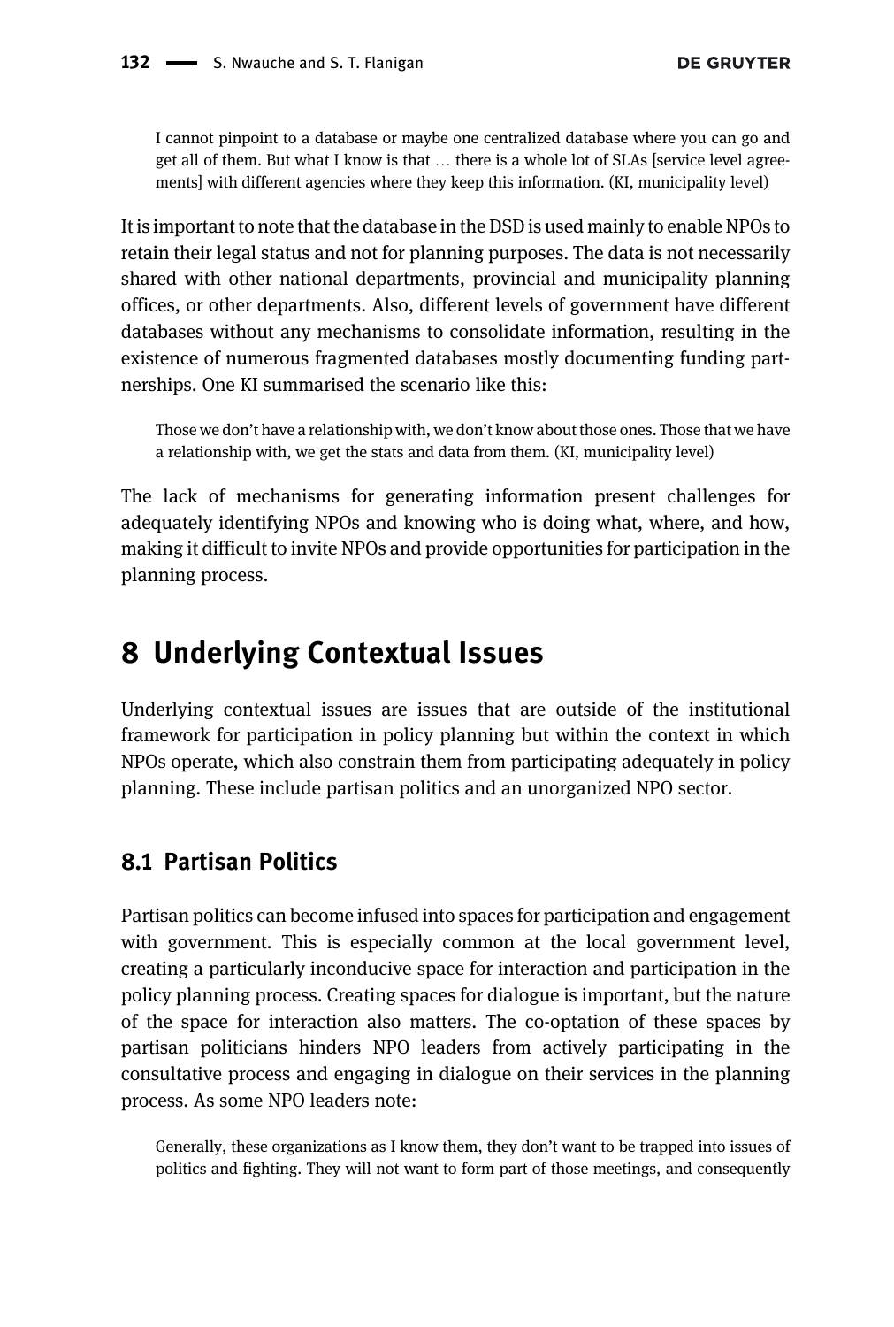> I cannot pinpoint to a database or maybe one centralized database where you can go and get all of them. But what I know is that … there is a whole lot of SLAs [service level agreements] with different agencies where they keep this information. (KI, municipality level)

It is important to note that the database in the DSD is used mainly to enable NPOs to retain their legal status and not for planning purposes. The data is not necessarily shared with other national departments, provincial and municipality planning offices, or other departments. Also, different levels of government have different databases without any mechanisms to consolidate information, resulting in the existence of numerous fragmented databases mostly documenting funding partnerships. One KI summarised the scenario like this:

> Those we don't have a relationship with, we don't know about those ones. Those that we have a relationship with, we get the stats and data from them. (KI, municipality level)

The lack of mechanisms for generating information present challenges for adequately identifying NPOs and knowing who is doing what, where, and how, making it difficult to invite NPOs and provide opportunities for participation in the planning process.

## 8 Underlying Contextual Issues

Underlying contextual issues are issues that are outside of the institutional framework for participation in policy planning but within the context in which NPOs operate, which also constrain them from participating adequately in policy planning. These include partisan politics and an unorganized NPO sector.

### 8.1 Partisan Politics

Partisan politics can become infused into spaces for participation and engagement with government. This is especially common at the local government level, creating a particularly inconducive space for interaction and participation in the policy planning process. Creating spaces for dialogue is important, but the nature of the space for interaction also matters. The co-optation of these spaces by partisan politicians hinders NPO leaders from actively participating in the consultative process and engaging in dialogue on their services in the planning process. As some NPO leaders note:

> Generally, these organizations as I know them, they don't want to be trapped into issues of politics and fighting. They will not want to form part of those meetings, and consequently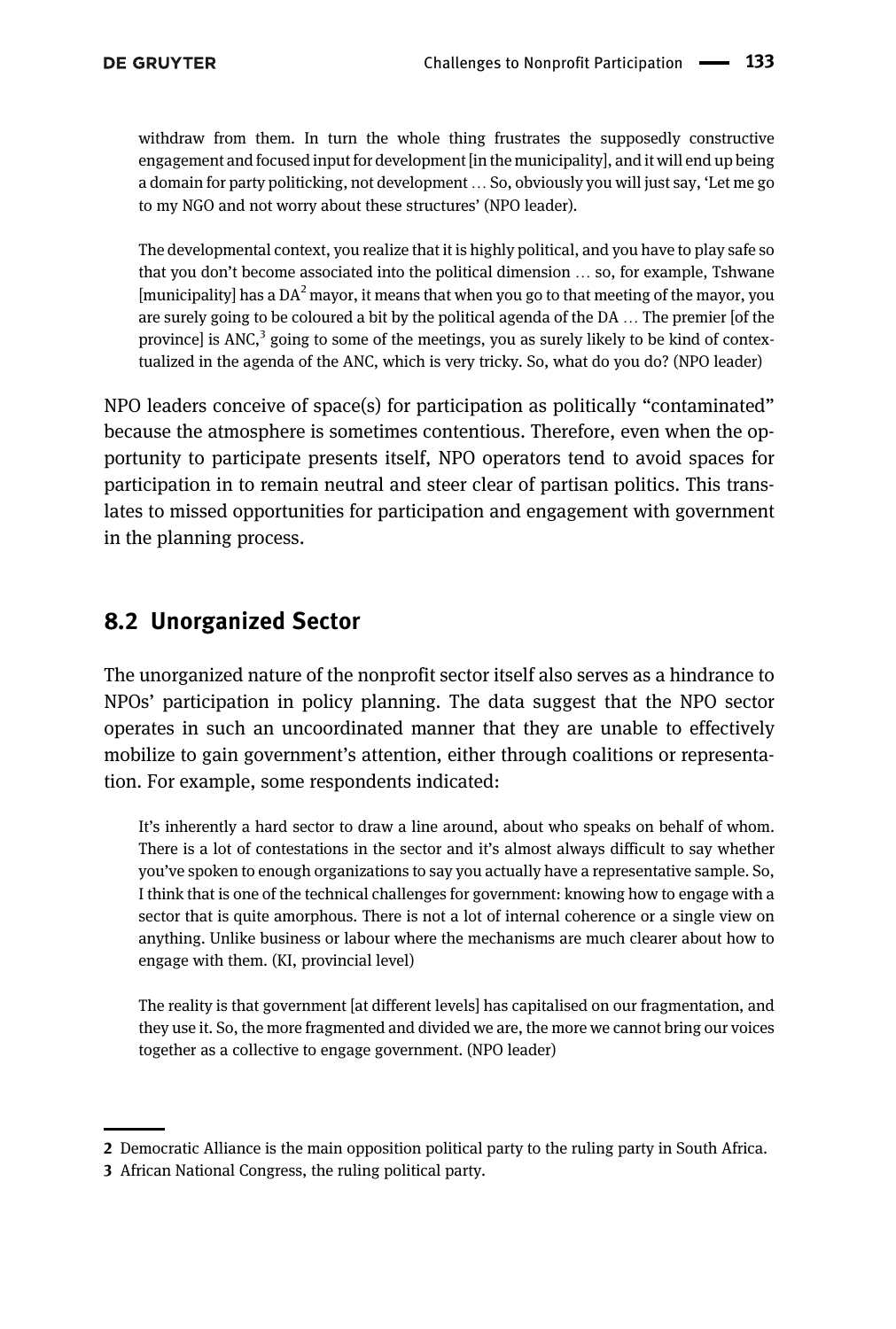withdraw from them. In turn the whole thing frustrates the supposedly constructive engagement and focused input for development [in the municipality], and it will end up being a domain for party politicking, not development … So, obviously you will just say, 'Let me go to my NGO and not worry about these structures' (NPO leader).

> The developmental context, you realize that it is highly political, and you have to play safe so that you don't become associated into the political dimension … so, for example, Tshwane [municipality] has a DA[2] mayor, it means that when you go to that meeting of the mayor, you are surely going to be coloured a bit by the political agenda of the DA … The premier [of the province] is ANC,[3] going to some of the meetings, you as surely likely to be kind of contextualized in the agenda of the ANC, which is very tricky. So, what do you do? (NPO leader)

NPO leaders conceive of space(s) for participation as politically "contaminated" because the atmosphere is sometimes contentious. Therefore, even when the opportunity to participate presents itself, NPO operators tend to avoid spaces for participation in to remain neutral and steer clear of partisan politics. This translates to missed opportunities for participation and engagement with government in the planning process.

## 8.2 Unorganized Sector

The unorganized nature of the nonprofit sector itself also serves as a hindrance to NPOs' participation in policy planning. The data suggest that the NPO sector operates in such an uncoordinated manner that they are unable to effectively mobilize to gain government's attention, either through coalitions or representation. For example, some respondents indicated:

> It's inherently a hard sector to draw a line around, about who speaks on behalf of whom. There is a lot of contestations in the sector and it's almost always difficult to say whether you've spoken to enough organizations to say you actually have a representative sample. So, I think that is one of the technical challenges for government: knowing how to engage with a sector that is quite amorphous. There is not a lot of internal coherence or a single view on anything. Unlike business or labour where the mechanisms are much clearer about how to engage with them. (KI, provincial level)

> The reality is that government [at different levels] has capitalised on our fragmentation, and they use it. So, the more fragmented and divided we are, the more we cannot bring our voices together as a collective to engage government. (NPO leader)

---

2 Democratic Alliance is the main opposition political party to the ruling party in South Africa.

3 African National Congress, the ruling political party.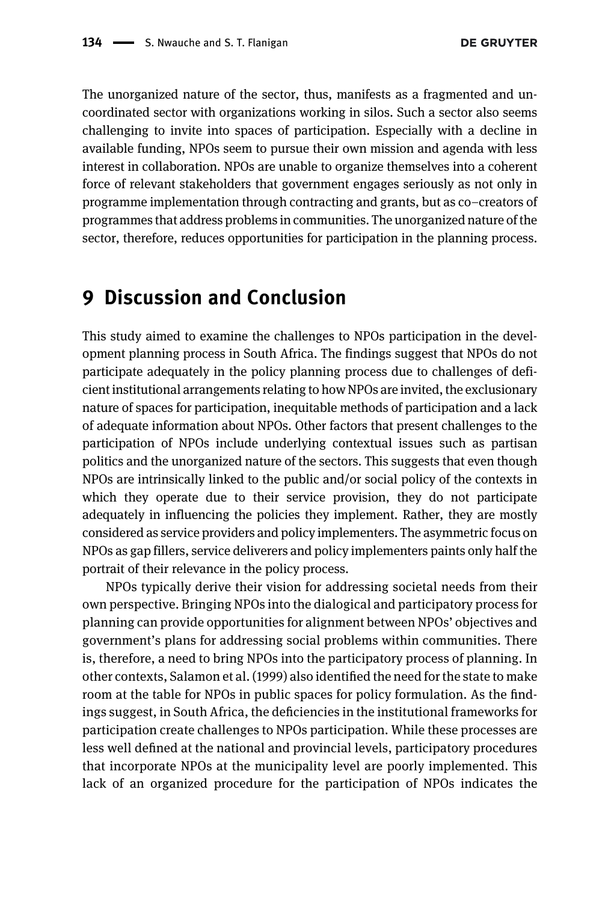The unorganized nature of the sector, thus, manifests as a fragmented and uncoordinated sector with organizations working in silos. Such a sector also seems challenging to invite into spaces of participation. Especially with a decline in available funding, NPOs seem to pursue their own mission and agenda with less interest in collaboration. NPOs are unable to organize themselves into a coherent force of relevant stakeholders that government engages seriously as not only in programme implementation through contracting and grants, but as co–creators of programmes that address problems in communities. The unorganized nature of the sector, therefore, reduces opportunities for participation in the planning process.

# 9 Discussion and Conclusion

This study aimed to examine the challenges to NPOs participation in the development planning process in South Africa. The findings suggest that NPOs do not participate adequately in the policy planning process due to challenges of deficient institutional arrangements relating to how NPOs are invited, the exclusionary nature of spaces for participation, inequitable methods of participation and a lack of adequate information about NPOs. Other factors that present challenges to the participation of NPOs include underlying contextual issues such as partisan politics and the unorganized nature of the sectors. This suggests that even though NPOs are intrinsically linked to the public and/or social policy of the contexts in which they operate due to their service provision, they do not participate adequately in influencing the policies they implement. Rather, they are mostly considered as service providers and policy implementers. The asymmetric focus on NPOs as gap fillers, service deliverers and policy implementers paints only half the portrait of their relevance in the policy process.

NPOs typically derive their vision for addressing societal needs from their own perspective. Bringing NPOs into the dialogical and participatory process for planning can provide opportunities for alignment between NPOs' objectives and government's plans for addressing social problems within communities. There is, therefore, a need to bring NPOs into the participatory process of planning. In other contexts, Salamon et al. (1999) also identified the need for the state to make room at the table for NPOs in public spaces for policy formulation. As the findings suggest, in South Africa, the deficiencies in the institutional frameworks for participation create challenges to NPOs participation. While these processes are less well defined at the national and provincial levels, participatory procedures that incorporate NPOs at the municipality level are poorly implemented. This lack of an organized procedure for the participation of NPOs indicates the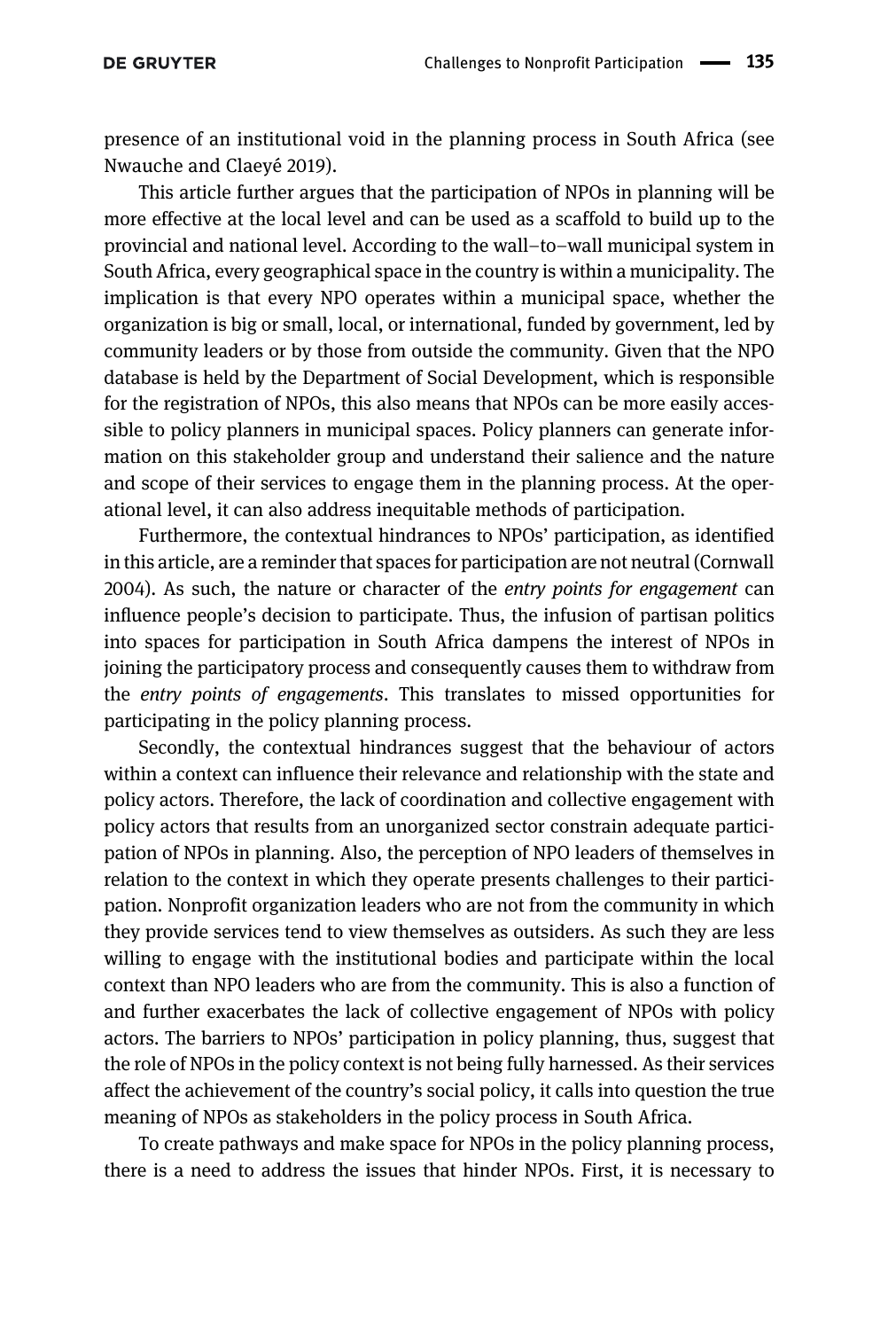presence of an institutional void in the planning process in South Africa (see Nwauche and Claeyé 2019).

This article further argues that the participation of NPOs in planning will be more effective at the local level and can be used as a scaffold to build up to the provincial and national level. According to the wall–to–wall municipal system in South Africa, every geographical space in the country is within a municipality. The implication is that every NPO operates within a municipal space, whether the organization is big or small, local, or international, funded by government, led by community leaders or by those from outside the community. Given that the NPO database is held by the Department of Social Development, which is responsible for the registration of NPOs, this also means that NPOs can be more easily accessible to policy planners in municipal spaces. Policy planners can generate information on this stakeholder group and understand their salience and the nature and scope of their services to engage them in the planning process. At the operational level, it can also address inequitable methods of participation.

Furthermore, the contextual hindrances to NPOs' participation, as identified in this article, are a reminder that spaces for participation are not neutral (Cornwall 2004). As such, the nature or character of the *entry points for engagement* can influence people's decision to participate. Thus, the infusion of partisan politics into spaces for participation in South Africa dampens the interest of NPOs in joining the participatory process and consequently causes them to withdraw from the *entry points of engagements*. This translates to missed opportunities for participating in the policy planning process.

Secondly, the contextual hindrances suggest that the behaviour of actors within a context can influence their relevance and relationship with the state and policy actors. Therefore, the lack of coordination and collective engagement with policy actors that results from an unorganized sector constrain adequate participation of NPOs in planning. Also, the perception of NPO leaders of themselves in relation to the context in which they operate presents challenges to their participation. Nonprofit organization leaders who are not from the community in which they provide services tend to view themselves as outsiders. As such they are less willing to engage with the institutional bodies and participate within the local context than NPO leaders who are from the community. This is also a function of and further exacerbates the lack of collective engagement of NPOs with policy actors. The barriers to NPOs' participation in policy planning, thus, suggest that the role of NPOs in the policy context is not being fully harnessed. As their services affect the achievement of the country's social policy, it calls into question the true meaning of NPOs as stakeholders in the policy process in South Africa.

To create pathways and make space for NPOs in the policy planning process, there is a need to address the issues that hinder NPOs. First, it is necessary to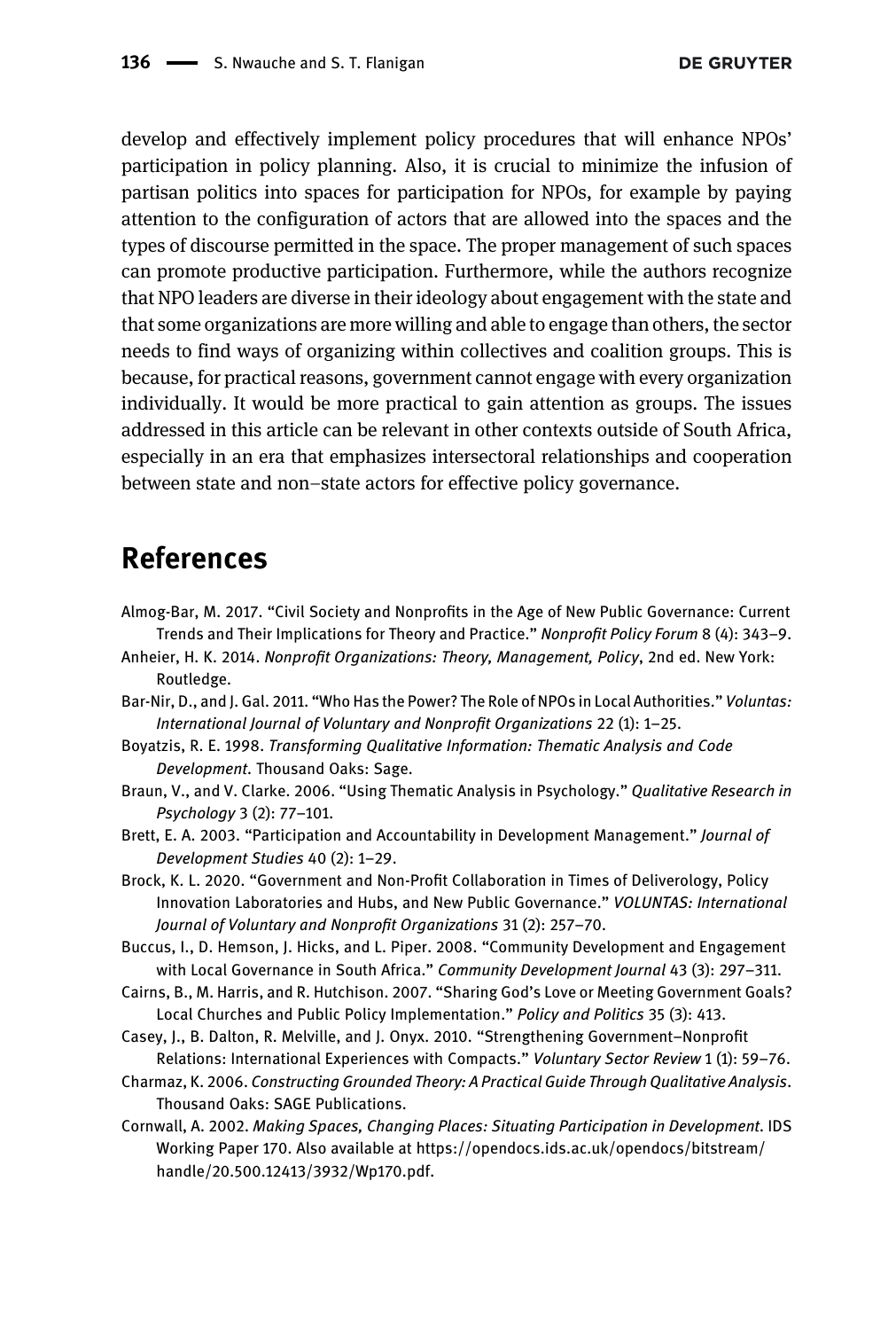develop and effectively implement policy procedures that will enhance NPOs' participation in policy planning. Also, it is crucial to minimize the infusion of partisan politics into spaces for participation for NPOs, for example by paying attention to the configuration of actors that are allowed into the spaces and the types of discourse permitted in the space. The proper management of such spaces can promote productive participation. Furthermore, while the authors recognize that NPO leaders are diverse in their ideology about engagement with the state and that some organizations are more willing and able to engage than others, the sector needs to find ways of organizing within collectives and coalition groups. This is because, for practical reasons, government cannot engage with every organization individually. It would be more practical to gain attention as groups. The issues addressed in this article can be relevant in other contexts outside of South Africa, especially in an era that emphasizes intersectoral relationships and cooperation between state and non–state actors for effective policy governance.

## References

Almog-Bar, M. 2017. "Civil Society and Nonprofits in the Age of New Public Governance: Current Trends and Their Implications for Theory and Practice." *Nonprofit Policy Forum* 8 (4): 343–9.

Anheier, H. K. 2014. *Nonprofit Organizations: Theory, Management, Policy*, 2nd ed. New York: Routledge.

Bar-Nir, D., and J. Gal. 2011. "Who Has the Power? The Role of NPOs in Local Authorities." *Voluntas: International Journal of Voluntary and Nonprofit Organizations* 22 (1): 1–25.

Boyatzis, R. E. 1998. *Transforming Qualitative Information: Thematic Analysis and Code Development*. Thousand Oaks: Sage.

Braun, V., and V. Clarke. 2006. "Using Thematic Analysis in Psychology." *Qualitative Research in Psychology* 3 (2): 77–101.

Brett, E. A. 2003. "Participation and Accountability in Development Management." *Journal of Development Studies* 40 (2): 1–29.

Brock, K. L. 2020. "Government and Non-Profit Collaboration in Times of Deliverology, Policy Innovation Laboratories and Hubs, and New Public Governance." *VOLUNTAS: International Journal of Voluntary and Nonprofit Organizations* 31 (2): 257–70.

Buccus, I., D. Hemson, J. Hicks, and L. Piper. 2008. "Community Development and Engagement with Local Governance in South Africa." *Community Development Journal* 43 (3): 297–311.

Cairns, B., M. Harris, and R. Hutchison. 2007. "Sharing God's Love or Meeting Government Goals? Local Churches and Public Policy Implementation." *Policy and Politics* 35 (3): 413.

Casey, J., B. Dalton, R. Melville, and J. Onyx. 2010. "Strengthening Government–Nonprofit Relations: International Experiences with Compacts." *Voluntary Sector Review* 1 (1): 59–76.

Charmaz, K. 2006. *Constructing Grounded Theory: A Practical Guide Through Qualitative Analysis*. Thousand Oaks: SAGE Publications.

Cornwall, A. 2002. *Making Spaces, Changing Places: Situating Participation in Development*. IDS Working Paper 170. Also available at https://opendocs.ids.ac.uk/opendocs/bitstream/handle/20.500.12413/3932/Wp170.pdf.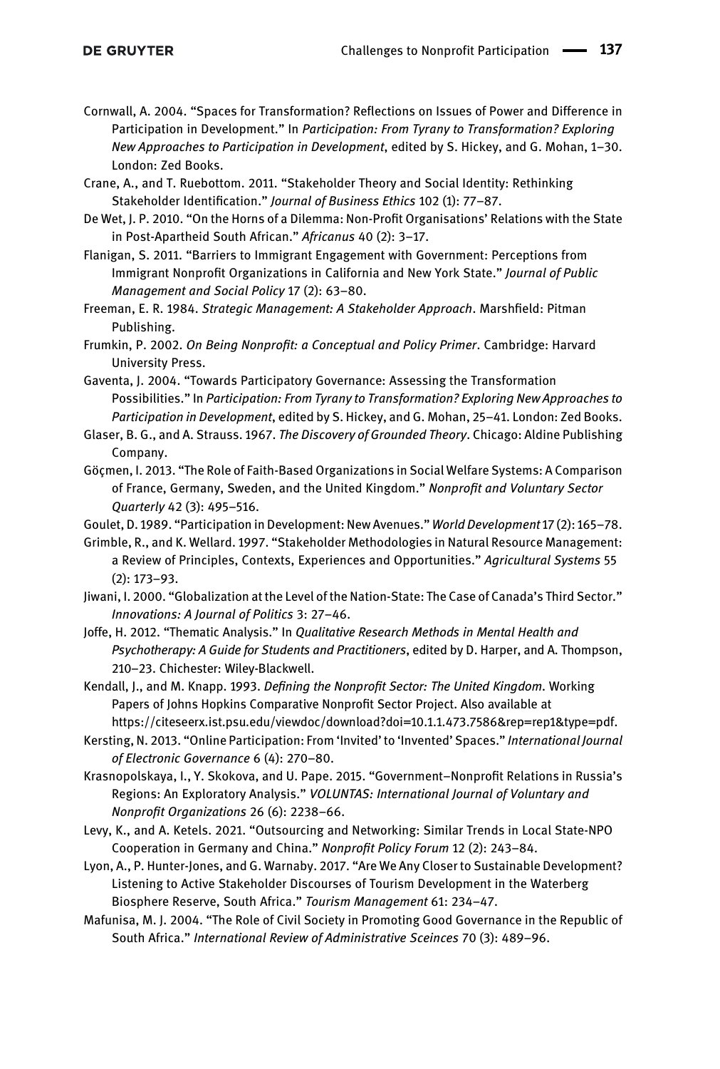Cornwall, A. 2004. "Spaces for Transformation? Reflections on Issues of Power and Difference in Participation in Development." In *Participation: From Tyrany to Transformation? Exploring New Approaches to Participation in Development*, edited by S. Hickey, and G. Mohan, 1–30. London: Zed Books.

Crane, A., and T. Ruebottom. 2011. "Stakeholder Theory and Social Identity: Rethinking Stakeholder Identification." *Journal of Business Ethics* 102 (1): 77–87.

De Wet, J. P. 2010. "On the Horns of a Dilemma: Non-Profit Organisations' Relations with the State in Post-Apartheid South African." *Africanus* 40 (2): 3–17.

Flanigan, S. 2011. "Barriers to Immigrant Engagement with Government: Perceptions from Immigrant Nonprofit Organizations in California and New York State." *Journal of Public Management and Social Policy* 17 (2): 63–80.

Freeman, E. R. 1984. *Strategic Management: A Stakeholder Approach*. Marshfield: Pitman Publishing.

Frumkin, P. 2002. *On Being Nonprofit: a Conceptual and Policy Primer*. Cambridge: Harvard University Press.

Gaventa, J. 2004. "Towards Participatory Governance: Assessing the Transformation Possibilities." In *Participation: From Tyrany to Transformation? Exploring New Approaches to Participation in Development*, edited by S. Hickey, and G. Mohan, 25–41. London: Zed Books.

Glaser, B. G., and A. Strauss. 1967. *The Discovery of Grounded Theory*. Chicago: Aldine Publishing Company.

Göçmen, I. 2013. "The Role of Faith-Based Organizations in Social Welfare Systems: A Comparison of France, Germany, Sweden, and the United Kingdom." *Nonprofit and Voluntary Sector Quarterly* 42 (3): 495–516.

Goulet, D. 1989. "Participation in Development: New Avenues." *World Development* 17 (2): 165–78.

Grimble, R., and K. Wellard. 1997. "Stakeholder Methodologies in Natural Resource Management: a Review of Principles, Contexts, Experiences and Opportunities." *Agricultural Systems* 55 (2): 173–93.

Jiwani, I. 2000. "Globalization at the Level of the Nation-State: The Case of Canada's Third Sector." *Innovations: A Journal of Politics* 3: 27–46.

Joffe, H. 2012. "Thematic Analysis." In *Qualitative Research Methods in Mental Health and Psychotherapy: A Guide for Students and Practitioners*, edited by D. Harper, and A. Thompson, 210–23. Chichester: Wiley-Blackwell.

Kendall, J., and M. Knapp. 1993. *Defining the Nonprofit Sector: The United Kingdom*. Working Papers of Johns Hopkins Comparative Nonprofit Sector Project. Also available at https://citeseerx.ist.psu.edu/viewdoc/download?doi=10.1.1.473.7586&rep=rep1&type=pdf.

Kersting, N. 2013. "Online Participation: From 'Invited' to 'Invented' Spaces." *International Journal of Electronic Governance* 6 (4): 270–80.

Krasnopolskaya, I., Y. Skokova, and U. Pape. 2015. "Government–Nonprofit Relations in Russia's Regions: An Exploratory Analysis." *VOLUNTAS: International Journal of Voluntary and Nonprofit Organizations* 26 (6): 2238–66.

Levy, K., and A. Ketels. 2021. "Outsourcing and Networking: Similar Trends in Local State-NPO Cooperation in Germany and China." *Nonprofit Policy Forum* 12 (2): 243–84.

Lyon, A., P. Hunter-Jones, and G. Warnaby. 2017. "Are We Any Closer to Sustainable Development? Listening to Active Stakeholder Discourses of Tourism Development in the Waterberg Biosphere Reserve, South Africa." *Tourism Management* 61: 234–47.

Mafunisa, M. J. 2004. "The Role of Civil Society in Promoting Good Governance in the Republic of South Africa." *International Review of Administrative Sceinces* 70 (3): 489–96.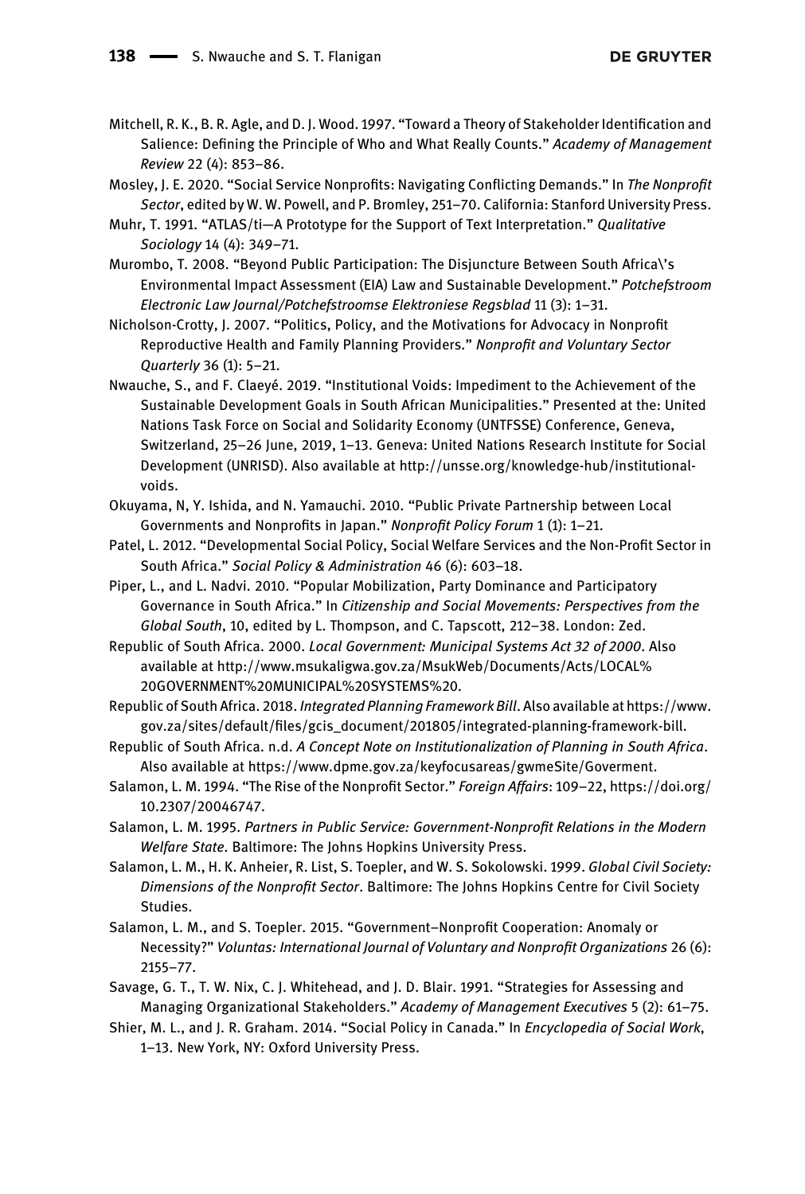Mitchell, R. K., B. R. Agle, and D. J. Wood. 1997. "Toward a Theory of Stakeholder Identification and Salience: Defining the Principle of Who and What Really Counts." *Academy of Management Review* 22 (4): 853–86.

Mosley, J. E. 2020. "Social Service Nonprofits: Navigating Conflicting Demands." In *The Nonprofit Sector*, edited by W. W. Powell, and P. Bromley, 251–70. California: Stanford University Press.

Muhr, T. 1991. "ATLAS/ti—A Prototype for the Support of Text Interpretation." *Qualitative Sociology* 14 (4): 349–71.

Murombo, T. 2008. "Beyond Public Participation: The Disjuncture Between South Africa\'s Environmental Impact Assessment (EIA) Law and Sustainable Development." *Potchefstroom Electronic Law Journal/Potchefstroomse Elektroniese Regsblad* 11 (3): 1–31.

Nicholson-Crotty, J. 2007. "Politics, Policy, and the Motivations for Advocacy in Nonprofit Reproductive Health and Family Planning Providers." *Nonprofit and Voluntary Sector Quarterly* 36 (1): 5–21.

Nwauche, S., and F. Claeyé. 2019. "Institutional Voids: Impediment to the Achievement of the Sustainable Development Goals in South African Municipalities." Presented at the: United Nations Task Force on Social and Solidarity Economy (UNTFSSE) Conference, Geneva, Switzerland, 25–26 June, 2019, 1–13. Geneva: United Nations Research Institute for Social Development (UNRISD). Also available at http://unsse.org/knowledge-hub/institutional-voids.

Okuyama, N, Y. Ishida, and N. Yamauchi. 2010. "Public Private Partnership between Local Governments and Nonprofits in Japan." *Nonprofit Policy Forum* 1 (1): 1–21.

Patel, L. 2012. "Developmental Social Policy, Social Welfare Services and the Non-Profit Sector in South Africa." *Social Policy & Administration* 46 (6): 603–18.

Piper, L., and L. Nadvi. 2010. "Popular Mobilization, Party Dominance and Participatory Governance in South Africa." In *Citizenship and Social Movements: Perspectives from the Global South*, 10, edited by L. Thompson, and C. Tapscott, 212–38. London: Zed.

Republic of South Africa. 2000. *Local Government: Municipal Systems Act 32 of 2000*. Also available at http://www.msukaligwa.gov.za/MsukWeb/Documents/Acts/LOCAL%20GOVERNMENT%20MUNICIPAL%20SYSTEMS%20.

Republic of South Africa. 2018. *Integrated Planning Framework Bill*. Also available at https://www.gov.za/sites/default/files/gcis_document/201805/integrated-planning-framework-bill.

Republic of South Africa. n.d. *A Concept Note on Institutionalization of Planning in South Africa*. Also available at https://www.dpme.gov.za/keyfocusareas/gwmeSite/Goverment.

Salamon, L. M. 1994. "The Rise of the Nonprofit Sector." *Foreign Affairs*: 109–22, https://doi.org/10.2307/20046747.

Salamon, L. M. 1995. *Partners in Public Service: Government-Nonprofit Relations in the Modern Welfare State*. Baltimore: The Johns Hopkins University Press.

Salamon, L. M., H. K. Anheier, R. List, S. Toepler, and W. S. Sokolowski. 1999. *Global Civil Society: Dimensions of the Nonprofit Sector*. Baltimore: The Johns Hopkins Centre for Civil Society Studies.

Salamon, L. M., and S. Toepler. 2015. "Government–Nonprofit Cooperation: Anomaly or Necessity?" *Voluntas: International Journal of Voluntary and Nonprofit Organizations* 26 (6): 2155–77.

Savage, G. T., T. W. Nix, C. J. Whitehead, and J. D. Blair. 1991. "Strategies for Assessing and Managing Organizational Stakeholders." *Academy of Management Executives* 5 (2): 61–75.

Shier, M. L., and J. R. Graham. 2014. "Social Policy in Canada." In *Encyclopedia of Social Work*, 1–13. New York, NY: Oxford University Press.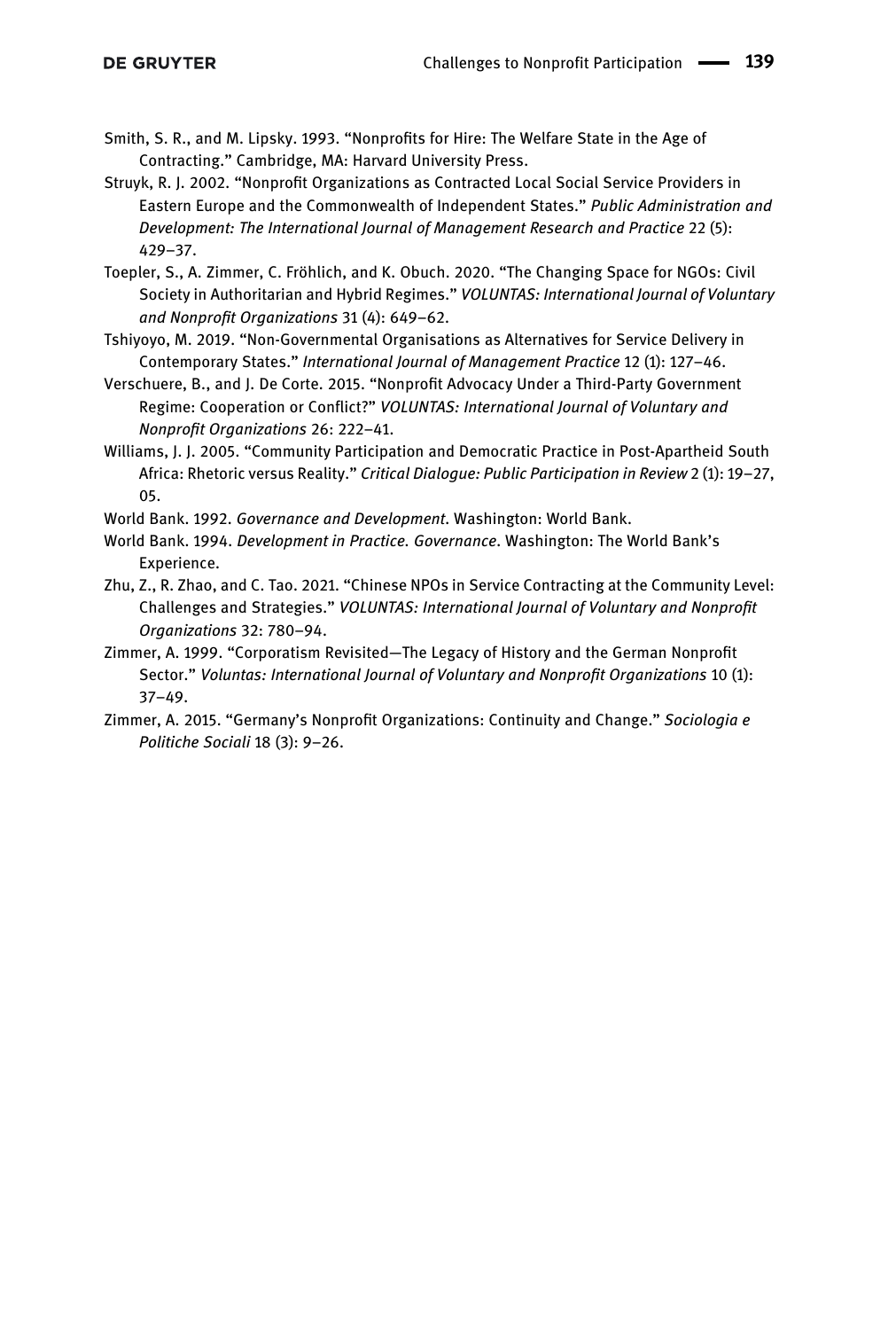Smith, S. R., and M. Lipsky. 1993. “Nonprofits for Hire: The Welfare State in the Age of Contracting.” Cambridge, MA: Harvard University Press.

Struyk, R. J. 2002. “Nonprofit Organizations as Contracted Local Social Service Providers in Eastern Europe and the Commonwealth of Independent States.” *Public Administration and Development: The International Journal of Management Research and Practice* 22 (5): 429–37.

Toepler, S., A. Zimmer, C. Fröhlich, and K. Obuch. 2020. “The Changing Space for NGOs: Civil Society in Authoritarian and Hybrid Regimes.” *VOLUNTAS: International Journal of Voluntary and Nonprofit Organizations* 31 (4): 649–62.

Tshiyoyo, M. 2019. “Non-Governmental Organisations as Alternatives for Service Delivery in Contemporary States.” *International Journal of Management Practice* 12 (1): 127–46.

Verschuere, B., and J. De Corte. 2015. “Nonprofit Advocacy Under a Third-Party Government Regime: Cooperation or Conflict?” *VOLUNTAS: International Journal of Voluntary and Nonprofit Organizations* 26: 222–41.

Williams, J. J. 2005. “Community Participation and Democratic Practice in Post-Apartheid South Africa: Rhetoric versus Reality.” *Critical Dialogue: Public Participation in Review* 2 (1): 19–27, 05.

World Bank. 1992. *Governance and Development*. Washington: World Bank.

World Bank. 1994. *Development in Practice. Governance*. Washington: The World Bank's Experience.

Zhu, Z., R. Zhao, and C. Tao. 2021. “Chinese NPOs in Service Contracting at the Community Level: Challenges and Strategies.” *VOLUNTAS: International Journal of Voluntary and Nonprofit Organizations* 32: 780–94.

Zimmer, A. 1999. “Corporatism Revisited—The Legacy of History and the German Nonprofit Sector.” *Voluntas: International Journal of Voluntary and Nonprofit Organizations* 10 (1): 37–49.

Zimmer, A. 2015. “Germany's Nonprofit Organizations: Continuity and Change.” *Sociologia e Politiche Sociali* 18 (3): 9–26.